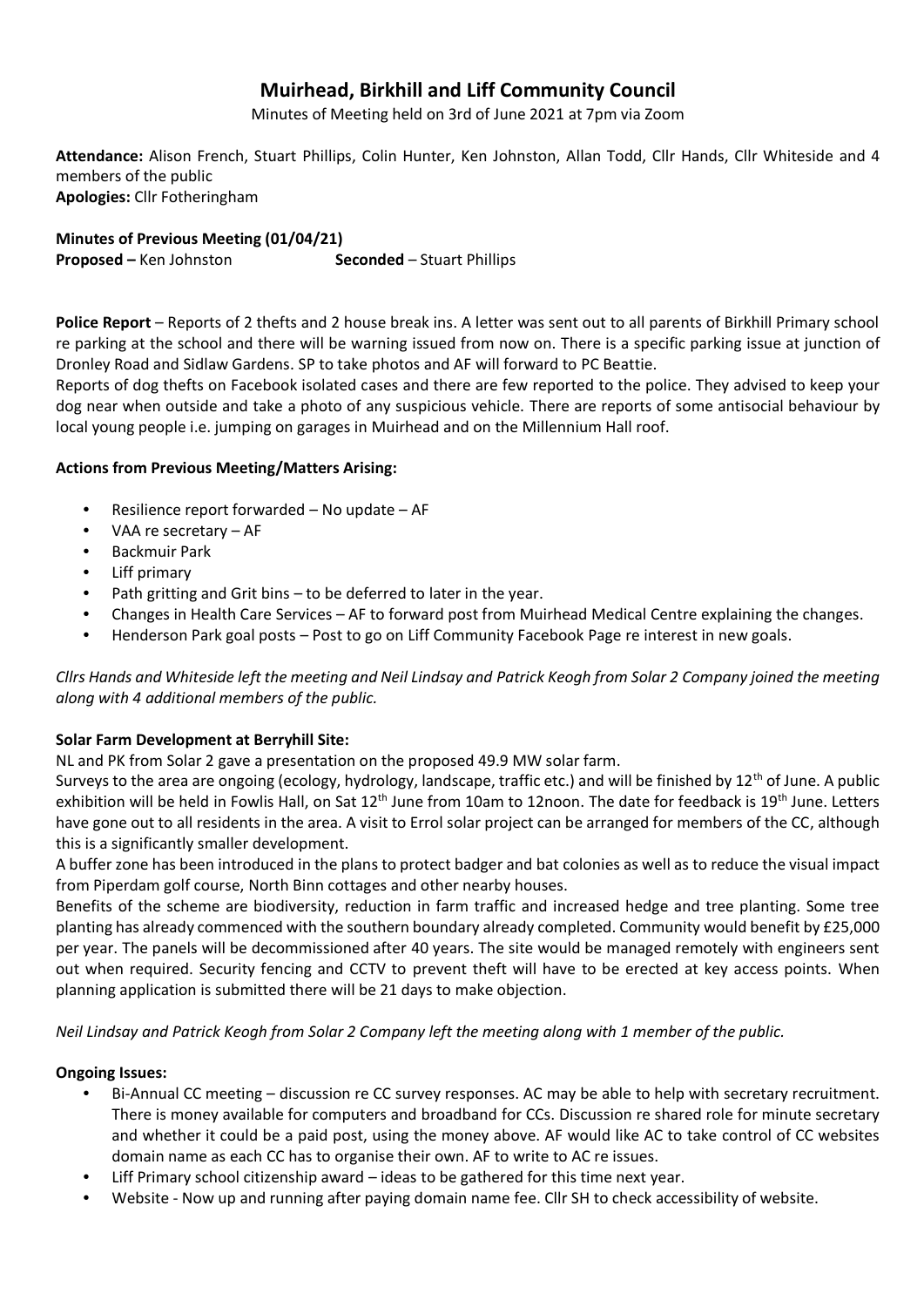# Muirhead, Birkhill and Liff Community Council

Minutes of Meeting held on 3rd of June 2021 at 7pm via Zoom

**Attendance:** Alison French, Stuart Phillips, Colin Hunter, Ken Johnston, Allan Todd, Cllr Hands, Cllr Whiteside and 4 members of the public
**Apologies:** Cllr Fotheringham

**Minutes of Previous Meeting (01/04/21)**
**Proposed –** Ken Johnston **Seconded** – Stuart Phillips

**Police Report** – Reports of 2 thefts and 2 house break ins. A letter was sent out to all parents of Birkhill Primary school re parking at the school and there will be warning issued from now on. There is a specific parking issue at junction of Dronley Road and Sidlaw Gardens. SP to take photos and AF will forward to PC Beattie.
Reports of dog thefts on Facebook isolated cases and there are few reported to the police. They advised to keep your dog near when outside and take a photo of any suspicious vehicle. There are reports of some antisocial behaviour by local young people i.e. jumping on garages in Muirhead and on the Millennium Hall roof.

**Actions from Previous Meeting/Matters Arising:**

- Resilience report forwarded – No update – AF
- VAA re secretary – AF
- Backmuir Park
- Liff primary
- Path gritting and Grit bins – to be deferred to later in the year.
- Changes in Health Care Services – AF to forward post from Muirhead Medical Centre explaining the changes.
- Henderson Park goal posts – Post to go on Liff Community Facebook Page re interest in new goals.

*Cllrs Hands and Whiteside left the meeting and Neil Lindsay and Patrick Keogh from Solar 2 Company joined the meeting along with 4 additional members of the public.*

**Solar Farm Development at Berryhill Site:**

NL and PK from Solar 2 gave a presentation on the proposed 49.9 MW solar farm.
Surveys to the area are ongoing (ecology, hydrology, landscape, traffic etc.) and will be finished by 12th of June. A public exhibition will be held in Fowlis Hall, on Sat 12th June from 10am to 12noon. The date for feedback is 19th June. Letters have gone out to all residents in the area. A visit to Errol solar project can be arranged for members of the CC, although this is a significantly smaller development.
A buffer zone has been introduced in the plans to protect badger and bat colonies as well as to reduce the visual impact from Piperdam golf course, North Binn cottages and other nearby houses.
Benefits of the scheme are biodiversity, reduction in farm traffic and increased hedge and tree planting. Some tree planting has already commenced with the southern boundary already completed. Community would benefit by £25,000 per year. The panels will be decommissioned after 40 years. The site would be managed remotely with engineers sent out when required. Security fencing and CCTV to prevent theft will have to be erected at key access points. When planning application is submitted there will be 21 days to make objection.

*Neil Lindsay and Patrick Keogh from Solar 2 Company left the meeting along with 1 member of the public.*

**Ongoing Issues:**

- Bi-Annual CC meeting – discussion re CC survey responses. AC may be able to help with secretary recruitment. There is money available for computers and broadband for CCs. Discussion re shared role for minute secretary and whether it could be a paid post, using the money above. AF would like AC to take control of CC websites domain name as each CC has to organise their own. AF to write to AC re issues.
- Liff Primary school citizenship award – ideas to be gathered for this time next year.
- Website - Now up and running after paying domain name fee. Cllr SH to check accessibility of website.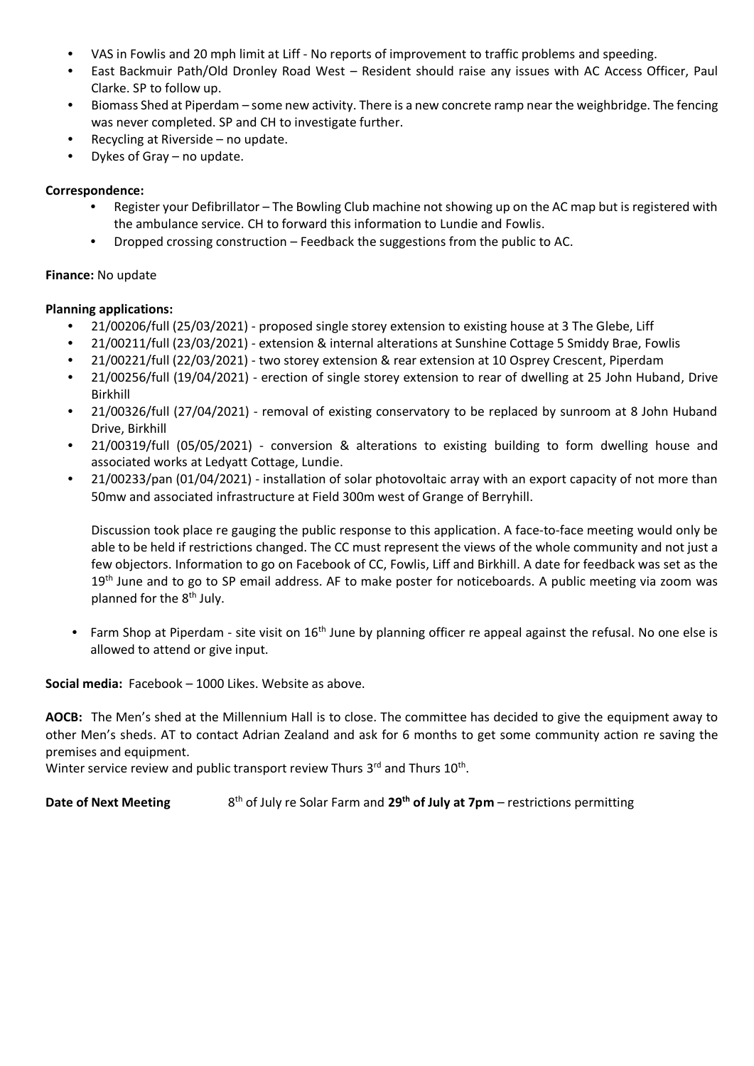- VAS in Fowlis and 20 mph limit at Liff - No reports of improvement to traffic problems and speeding.
- East Backmuir Path/Old Dronley Road West – Resident should raise any issues with AC Access Officer, Paul Clarke. SP to follow up.
- Biomass Shed at Piperdam – some new activity. There is a new concrete ramp near the weighbridge. The fencing was never completed. SP and CH to investigate further.
- Recycling at Riverside – no update.
- Dykes of Gray – no update.

**Correspondence:**

- Register your Defibrillator – The Bowling Club machine not showing up on the AC map but is registered with the ambulance service. CH to forward this information to Lundie and Fowlis.
- Dropped crossing construction – Feedback the suggestions from the public to AC.

**Finance:** No update

**Planning applications:**

- 21/00206/full (25/03/2021) - proposed single storey extension to existing house at 3 The Glebe, Liff
- 21/00211/full (23/03/2021) - extension & internal alterations at Sunshine Cottage 5 Smiddy Brae, Fowlis
- 21/00221/full (22/03/2021) - two storey extension & rear extension at 10 Osprey Crescent, Piperdam
- 21/00256/full (19/04/2021) - erection of single storey extension to rear of dwelling at 25 John Huband, Drive Birkhill
- 21/00326/full (27/04/2021) - removal of existing conservatory to be replaced by sunroom at 8 John Huband Drive, Birkhill
- 21/00319/full (05/05/2021) - conversion & alterations to existing building to form dwelling house and associated works at Ledyatt Cottage, Lundie.
- 21/00233/pan (01/04/2021) - installation of solar photovoltaic array with an export capacity of not more than 50mw and associated infrastructure at Field 300m west of Grange of Berryhill.

  Discussion took place re gauging the public response to this application. A face-to-face meeting would only be able to be held if restrictions changed. The CC must represent the views of the whole community and not just a few objectors. Information to go on Facebook of CC, Fowlis, Liff and Birkhill. A date for feedback was set as the 19th June and to go to SP email address. AF to make poster for noticeboards. A public meeting via zoom was planned for the 8th July.

- Farm Shop at Piperdam - site visit on 16th June by planning officer re appeal against the refusal. No one else is allowed to attend or give input.

**Social media:** Facebook – 1000 Likes. Website as above.

**AOCB:** The Men's shed at the Millennium Hall is to close. The committee has decided to give the equipment away to other Men's sheds. AT to contact Adrian Zealand and ask for 6 months to get some community action re saving the premises and equipment.

Winter service review and public transport review Thurs 3rd and Thurs 10th.

**Date of Next Meeting** 8th of July re Solar Farm and **29th of July at 7pm** – restrictions permitting